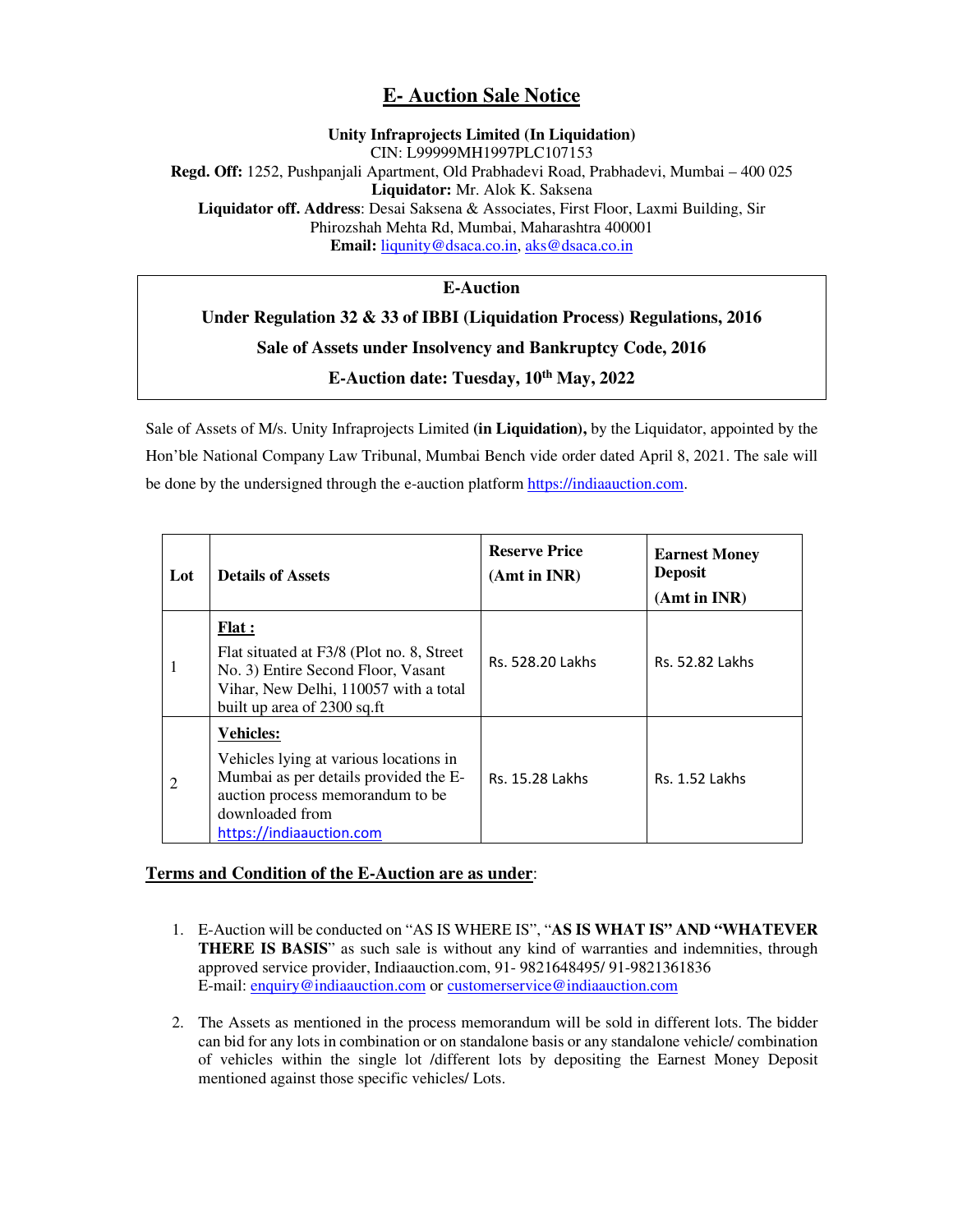# E- Auction Sale Notice

**Unity Infraprojects Limited (In Liquidation)**
CIN: L99999MH1997PLC107153
**Regd. Off:** 1252, Pushpanjali Apartment, Old Prabhadevi Road, Prabhadevi, Mumbai – 400 025
**Liquidator:** Mr. Alok K. Saksena
**Liquidator off. Address**: Desai Saksena & Associates, First Floor, Laxmi Building, Sir Phirozshah Mehta Rd, Mumbai, Maharashtra 400001
**Email:** liqunity@dsaca.co.in, aks@dsaca.co.in

**E-Auction**

**Under Regulation 32 & 33 of IBBI (Liquidation Process) Regulations, 2016**

**Sale of Assets under Insolvency and Bankruptcy Code, 2016**

**E-Auction date: Tuesday, 10th May, 2022**

Sale of Assets of M/s. Unity Infraprojects Limited **(in Liquidation),** by the Liquidator, appointed by the Hon'ble National Company Law Tribunal, Mumbai Bench vide order dated April 8, 2021. The sale will be done by the undersigned through the e-auction platform https://indiaauction.com.

| Lot | Details of Assets | Reserve Price (Amt in INR) | Earnest Money Deposit (Amt in INR) |
|---|---|---|---|
| 1 | **Flat :** Flat situated at F3/8 (Plot no. 8, Street No. 3) Entire Second Floor, Vasant Vihar, New Delhi, 110057 with a total built up area of 2300 sq.ft | Rs. 528.20 Lakhs | Rs. 52.82 Lakhs |
| 2 | **Vehicles:** Vehicles lying at various locations in Mumbai as per details provided the E-auction process memorandum to be downloaded from https://indiaauction.com | Rs. 15.28 Lakhs | Rs. 1.52 Lakhs |

**Terms and Condition of the E-Auction are as under**:

1. E-Auction will be conducted on "AS IS WHERE IS", "**AS IS WHAT IS" AND "WHATEVER THERE IS BASIS**" as such sale is without any kind of warranties and indemnities, through approved service provider, Indiaauction.com, 91- 9821648495/ 91-9821361836
   E-mail: enquiry@indiaauction.com or customerservice@indiaauction.com

2. The Assets as mentioned in the process memorandum will be sold in different lots. The bidder can bid for any lots in combination or on standalone basis or any standalone vehicle/ combination of vehicles within the single lot /different lots by depositing the Earnest Money Deposit mentioned against those specific vehicles/ Lots.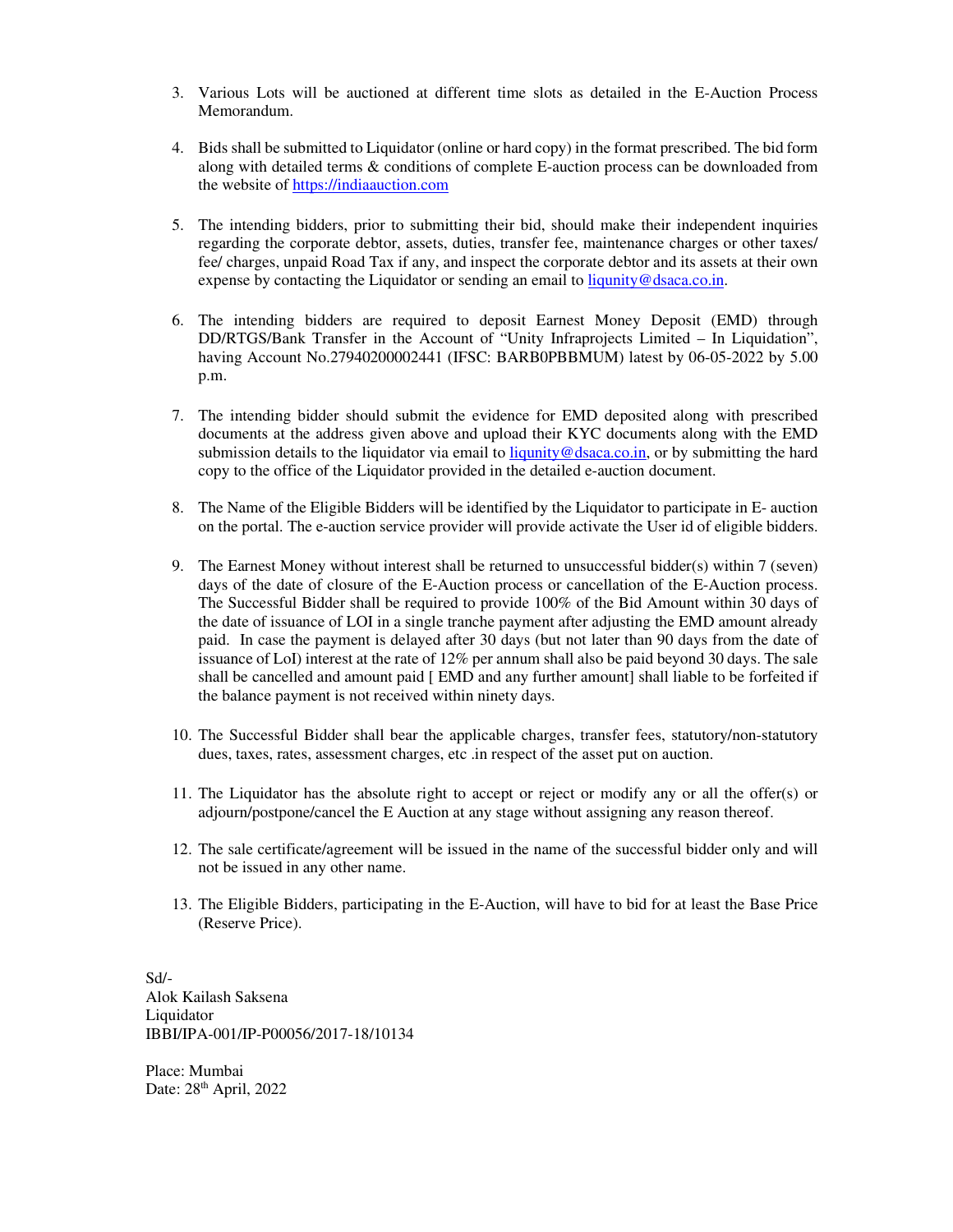3. Various Lots will be auctioned at different time slots as detailed in the E-Auction Process Memorandum.

4. Bids shall be submitted to Liquidator (online or hard copy) in the format prescribed. The bid form along with detailed terms & conditions of complete E-auction process can be downloaded from the website of https://indiaauction.com

5. The intending bidders, prior to submitting their bid, should make their independent inquiries regarding the corporate debtor, assets, duties, transfer fee, maintenance charges or other taxes/ fee/ charges, unpaid Road Tax if any, and inspect the corporate debtor and its assets at their own expense by contacting the Liquidator or sending an email to liqunity@dsaca.co.in.

6. The intending bidders are required to deposit Earnest Money Deposit (EMD) through DD/RTGS/Bank Transfer in the Account of "Unity Infraprojects Limited – In Liquidation", having Account No.27940200002441 (IFSC: BARB0PBBMUM) latest by 06-05-2022 by 5.00 p.m.

7. The intending bidder should submit the evidence for EMD deposited along with prescribed documents at the address given above and upload their KYC documents along with the EMD submission details to the liquidator via email to liqunity@dsaca.co.in, or by submitting the hard copy to the office of the Liquidator provided in the detailed e-auction document.

8. The Name of the Eligible Bidders will be identified by the Liquidator to participate in E- auction on the portal. The e-auction service provider will provide activate the User id of eligible bidders.

9. The Earnest Money without interest shall be returned to unsuccessful bidder(s) within 7 (seven) days of the date of closure of the E-Auction process or cancellation of the E-Auction process. The Successful Bidder shall be required to provide 100% of the Bid Amount within 30 days of the date of issuance of LOI in a single tranche payment after adjusting the EMD amount already paid. In case the payment is delayed after 30 days (but not later than 90 days from the date of issuance of LoI) interest at the rate of 12% per annum shall also be paid beyond 30 days. The sale shall be cancelled and amount paid [ EMD and any further amount] shall liable to be forfeited if the balance payment is not received within ninety days.

10. The Successful Bidder shall bear the applicable charges, transfer fees, statutory/non-statutory dues, taxes, rates, assessment charges, etc .in respect of the asset put on auction.

11. The Liquidator has the absolute right to accept or reject or modify any or all the offer(s) or adjourn/postpone/cancel the E Auction at any stage without assigning any reason thereof.

12. The sale certificate/agreement will be issued in the name of the successful bidder only and will not be issued in any other name.

13. The Eligible Bidders, participating in the E-Auction, will have to bid for at least the Base Price (Reserve Price).

Sd/-
Alok Kailash Saksena
Liquidator
IBBI/IPA-001/IP-P00056/2017-18/10134

Place: Mumbai
Date: 28th April, 2022